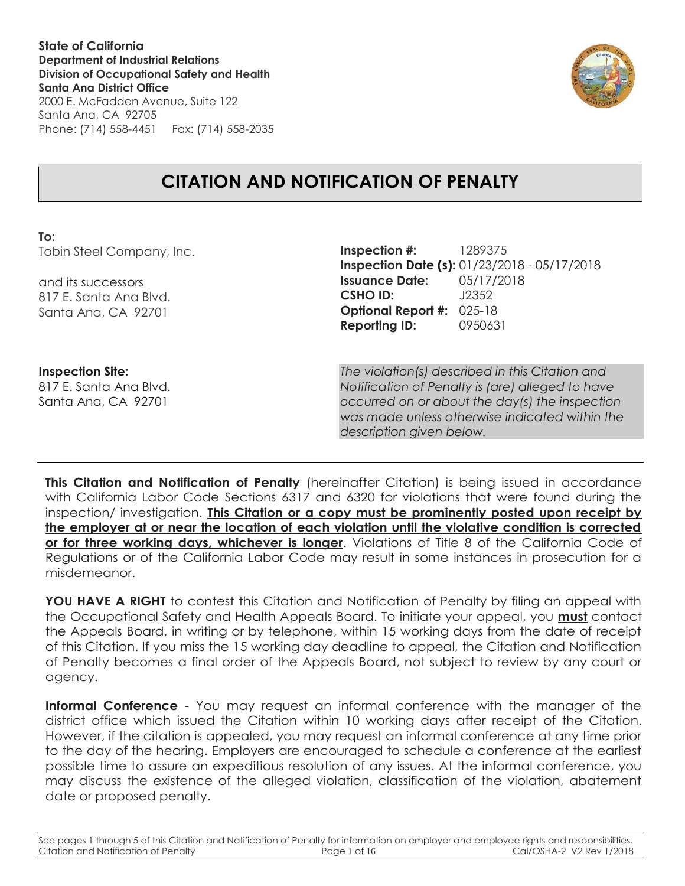**State of California**
**Department of Industrial Relations**
**Division of Occupational Safety and Health**
**Santa Ana District Office**
2000 E. McFadden Avenue, Suite 122
Santa Ana, CA 92705
Phone: (714) 558-4451  Fax: (714) 558-2035

# CITATION AND NOTIFICATION OF PENALTY

**To:**
Tobin Steel Company, Inc.

and its successors
817 E. Santa Ana Blvd.
Santa Ana, CA 92701

**Inspection #:** 1289375
**Inspection Date (s):** 01/23/2018 - 05/17/2018
**Issuance Date:** 05/17/2018
**CSHO ID:** J2352
**Optional Report #:** 025-18
**Reporting ID:** 0950631

**Inspection Site:**
817 E. Santa Ana Blvd.
Santa Ana, CA 92701

*The violation(s) described in this Citation and Notification of Penalty is (are) alleged to have occurred on or about the day(s) the inspection was made unless otherwise indicated within the description given below.*

**This Citation and Notification of Penalty** (hereinafter Citation) is being issued in accordance with California Labor Code Sections 6317 and 6320 for violations that were found during the inspection/ investigation. **This Citation or a copy must be prominently posted upon receipt by the employer at or near the location of each violation until the violative condition is corrected or for three working days, whichever is longer**. Violations of Title 8 of the California Code of Regulations or of the California Labor Code may result in some instances in prosecution for a misdemeanor.

**YOU HAVE A RIGHT** to contest this Citation and Notification of Penalty by filing an appeal with the Occupational Safety and Health Appeals Board. To initiate your appeal, you **must** contact the Appeals Board, in writing or by telephone, within 15 working days from the date of receipt of this Citation. If you miss the 15 working day deadline to appeal, the Citation and Notification of Penalty becomes a final order of the Appeals Board, not subject to review by any court or agency.

**Informal Conference** - You may request an informal conference with the manager of the district office which issued the Citation within 10 working days after receipt of the Citation. However, if the citation is appealed, you may request an informal conference at any time prior to the day of the hearing. Employers are encouraged to schedule a conference at the earliest possible time to assure an expeditious resolution of any issues. At the informal conference, you may discuss the existence of the alleged violation, classification of the violation, abatement date or proposed penalty.

See pages 1 through 5 of this Citation and Notification of Penalty for information on employer and employee rights and responsibilities.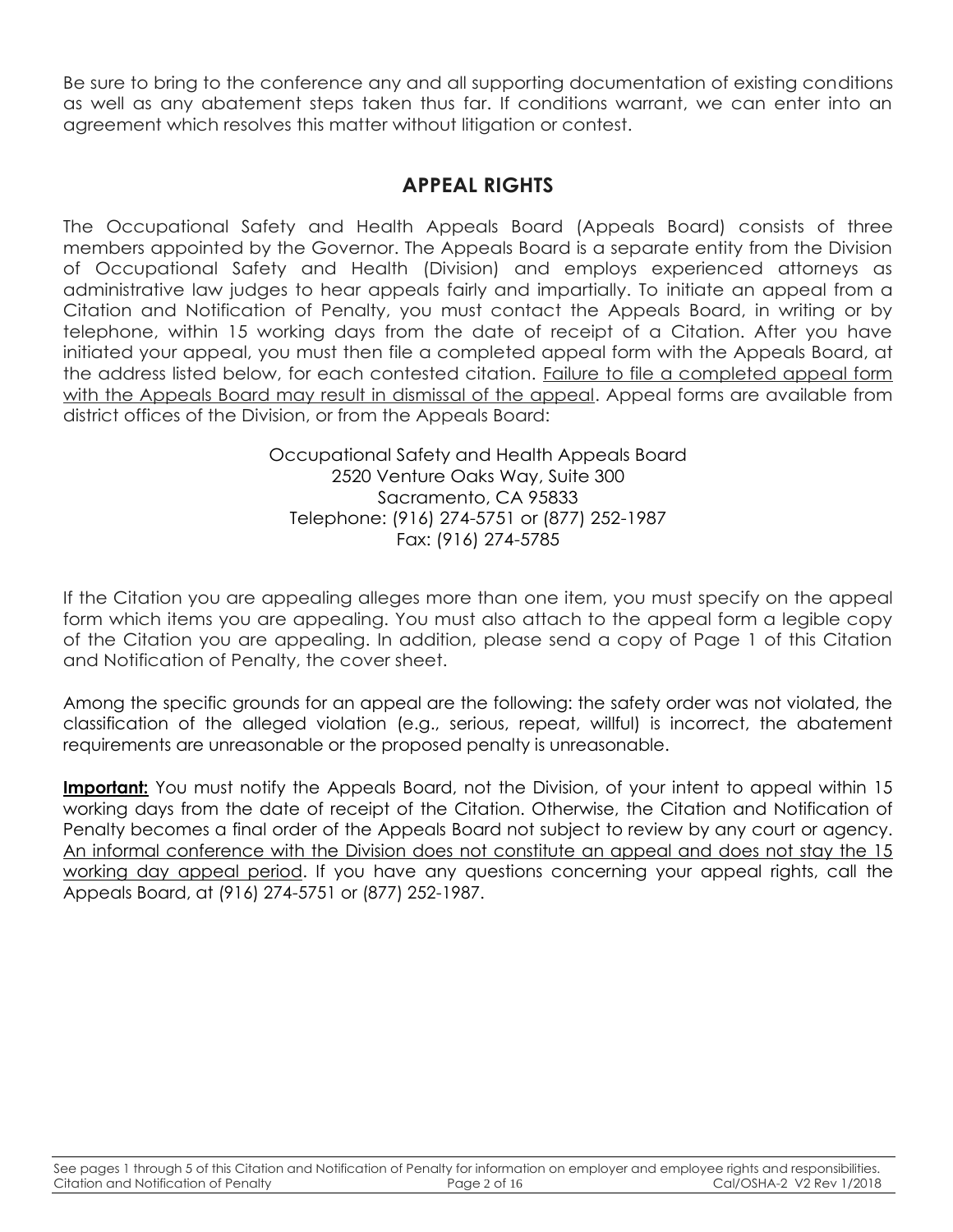Be sure to bring to the conference any and all supporting documentation of existing conditions as well as any abatement steps taken thus far. If conditions warrant, we can enter into an agreement which resolves this matter without litigation or contest.

## APPEAL RIGHTS

The Occupational Safety and Health Appeals Board (Appeals Board) consists of three members appointed by the Governor. The Appeals Board is a separate entity from the Division of Occupational Safety and Health (Division) and employs experienced attorneys as administrative law judges to hear appeals fairly and impartially. To initiate an appeal from a Citation and Notification of Penalty, you must contact the Appeals Board, in writing or by telephone, within 15 working days from the date of receipt of a Citation. After you have initiated your appeal, you must then file a completed appeal form with the Appeals Board, at the address listed below, for each contested citation. Failure to file a completed appeal form with the Appeals Board may result in dismissal of the appeal. Appeal forms are available from district offices of the Division, or from the Appeals Board:

Occupational Safety and Health Appeals Board
2520 Venture Oaks Way, Suite 300
Sacramento, CA 95833
Telephone: (916) 274-5751 or (877) 252-1987
Fax: (916) 274-5785

If the Citation you are appealing alleges more than one item, you must specify on the appeal form which items you are appealing. You must also attach to the appeal form a legible copy of the Citation you are appealing. In addition, please send a copy of Page 1 of this Citation and Notification of Penalty, the cover sheet.

Among the specific grounds for an appeal are the following: the safety order was not violated, the classification of the alleged violation (e.g., serious, repeat, willful) is incorrect, the abatement requirements are unreasonable or the proposed penalty is unreasonable.

**Important:** You must notify the Appeals Board, not the Division, of your intent to appeal within 15 working days from the date of receipt of the Citation. Otherwise, the Citation and Notification of Penalty becomes a final order of the Appeals Board not subject to review by any court or agency. An informal conference with the Division does not constitute an appeal and does not stay the 15 working day appeal period. If you have any questions concerning your appeal rights, call the Appeals Board, at (916) 274-5751 or (877) 252-1987.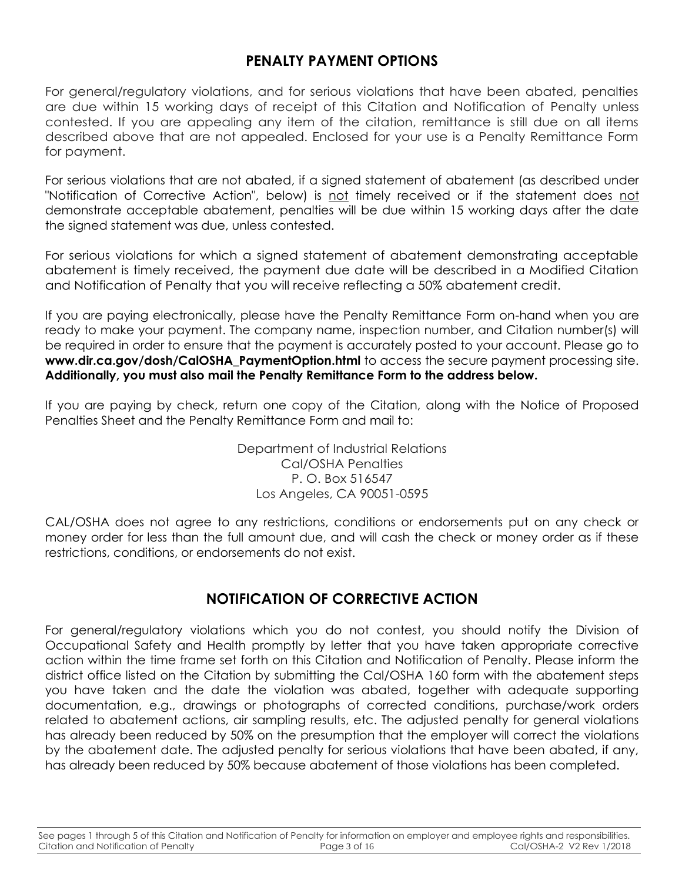## PENALTY PAYMENT OPTIONS

For general/regulatory violations, and for serious violations that have been abated, penalties are due within 15 working days of receipt of this Citation and Notification of Penalty unless contested. If you are appealing any item of the citation, remittance is still due on all items described above that are not appealed. Enclosed for your use is a Penalty Remittance Form for payment.

For serious violations that are not abated, if a signed statement of abatement (as described under "Notification of Corrective Action", below) is not timely received or if the statement does not demonstrate acceptable abatement, penalties will be due within 15 working days after the date the signed statement was due, unless contested.

For serious violations for which a signed statement of abatement demonstrating acceptable abatement is timely received, the payment due date will be described in a Modified Citation and Notification of Penalty that you will receive reflecting a 50% abatement credit.

If you are paying electronically, please have the Penalty Remittance Form on-hand when you are ready to make your payment. The company name, inspection number, and Citation number(s) will be required in order to ensure that the payment is accurately posted to your account. Please go to **www.dir.ca.gov/dosh/CalOSHA_PaymentOption.html** to access the secure payment processing site. **Additionally, you must also mail the Penalty Remittance Form to the address below.**

If you are paying by check, return one copy of the Citation, along with the Notice of Proposed Penalties Sheet and the Penalty Remittance Form and mail to:

Department of Industrial Relations
Cal/OSHA Penalties
P. O. Box 516547
Los Angeles, CA 90051-0595

CAL/OSHA does not agree to any restrictions, conditions or endorsements put on any check or money order for less than the full amount due, and will cash the check or money order as if these restrictions, conditions, or endorsements do not exist.

## NOTIFICATION OF CORRECTIVE ACTION

For general/regulatory violations which you do not contest, you should notify the Division of Occupational Safety and Health promptly by letter that you have taken appropriate corrective action within the time frame set forth on this Citation and Notification of Penalty. Please inform the district office listed on the Citation by submitting the Cal/OSHA 160 form with the abatement steps you have taken and the date the violation was abated, together with adequate supporting documentation, e.g., drawings or photographs of corrected conditions, purchase/work orders related to abatement actions, air sampling results, etc. The adjusted penalty for general violations has already been reduced by 50% on the presumption that the employer will correct the violations by the abatement date. The adjusted penalty for serious violations that have been abated, if any, has already been reduced by 50% because abatement of those violations has been completed.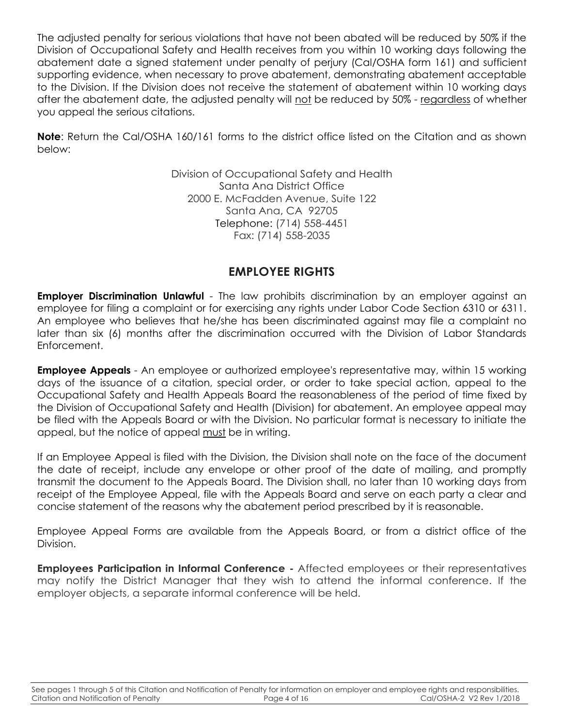The adjusted penalty for serious violations that have not been abated will be reduced by 50% if the Division of Occupational Safety and Health receives from you within 10 working days following the abatement date a signed statement under penalty of perjury (Cal/OSHA form 161) and sufficient supporting evidence, when necessary to prove abatement, demonstrating abatement acceptable to the Division. If the Division does not receive the statement of abatement within 10 working days after the abatement date, the adjusted penalty will not be reduced by 50% - regardless of whether you appeal the serious citations.

**Note**: Return the Cal/OSHA 160/161 forms to the district office listed on the Citation and as shown below:

Division of Occupational Safety and Health
Santa Ana District Office
2000 E. McFadden Avenue, Suite 122
Santa Ana, CA 92705
Telephone: (714) 558-4451
Fax: (714) 558-2035

## EMPLOYEE RIGHTS

**Employer Discrimination Unlawful** - The law prohibits discrimination by an employer against an employee for filing a complaint or for exercising any rights under Labor Code Section 6310 or 6311. An employee who believes that he/she has been discriminated against may file a complaint no later than six (6) months after the discrimination occurred with the Division of Labor Standards Enforcement.

**Employee Appeals** - An employee or authorized employee's representative may, within 15 working days of the issuance of a citation, special order, or order to take special action, appeal to the Occupational Safety and Health Appeals Board the reasonableness of the period of time fixed by the Division of Occupational Safety and Health (Division) for abatement. An employee appeal may be filed with the Appeals Board or with the Division. No particular format is necessary to initiate the appeal, but the notice of appeal must be in writing.

If an Employee Appeal is filed with the Division, the Division shall note on the face of the document the date of receipt, include any envelope or other proof of the date of mailing, and promptly transmit the document to the Appeals Board. The Division shall, no later than 10 working days from receipt of the Employee Appeal, file with the Appeals Board and serve on each party a clear and concise statement of the reasons why the abatement period prescribed by it is reasonable.

Employee Appeal Forms are available from the Appeals Board, or from a district office of the Division.

**Employees Participation in Informal Conference -** Affected employees or their representatives may notify the District Manager that they wish to attend the informal conference. If the employer objects, a separate informal conference will be held.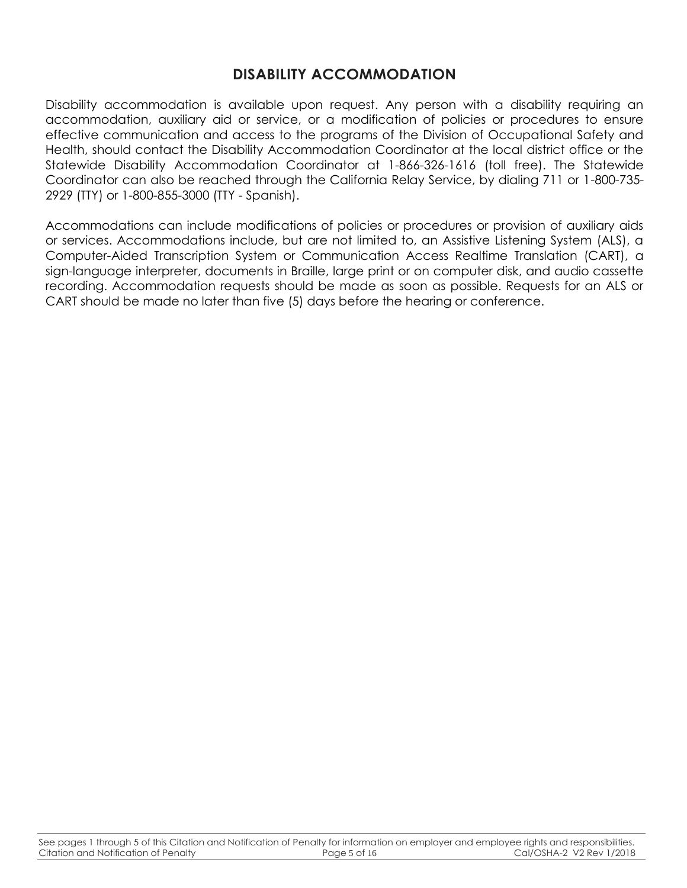## DISABILITY ACCOMMODATION

Disability accommodation is available upon request. Any person with a disability requiring an accommodation, auxiliary aid or service, or a modification of policies or procedures to ensure effective communication and access to the programs of the Division of Occupational Safety and Health, should contact the Disability Accommodation Coordinator at the local district office or the Statewide Disability Accommodation Coordinator at 1-866-326-1616 (toll free). The Statewide Coordinator can also be reached through the California Relay Service, by dialing 711 or 1-800-735-2929 (TTY) or 1-800-855-3000 (TTY - Spanish).

Accommodations can include modifications of policies or procedures or provision of auxiliary aids or services. Accommodations include, but are not limited to, an Assistive Listening System (ALS), a Computer-Aided Transcription System or Communication Access Realtime Translation (CART), a sign-language interpreter, documents in Braille, large print or on computer disk, and audio cassette recording. Accommodation requests should be made as soon as possible. Requests for an ALS or CART should be made no later than five (5) days before the hearing or conference.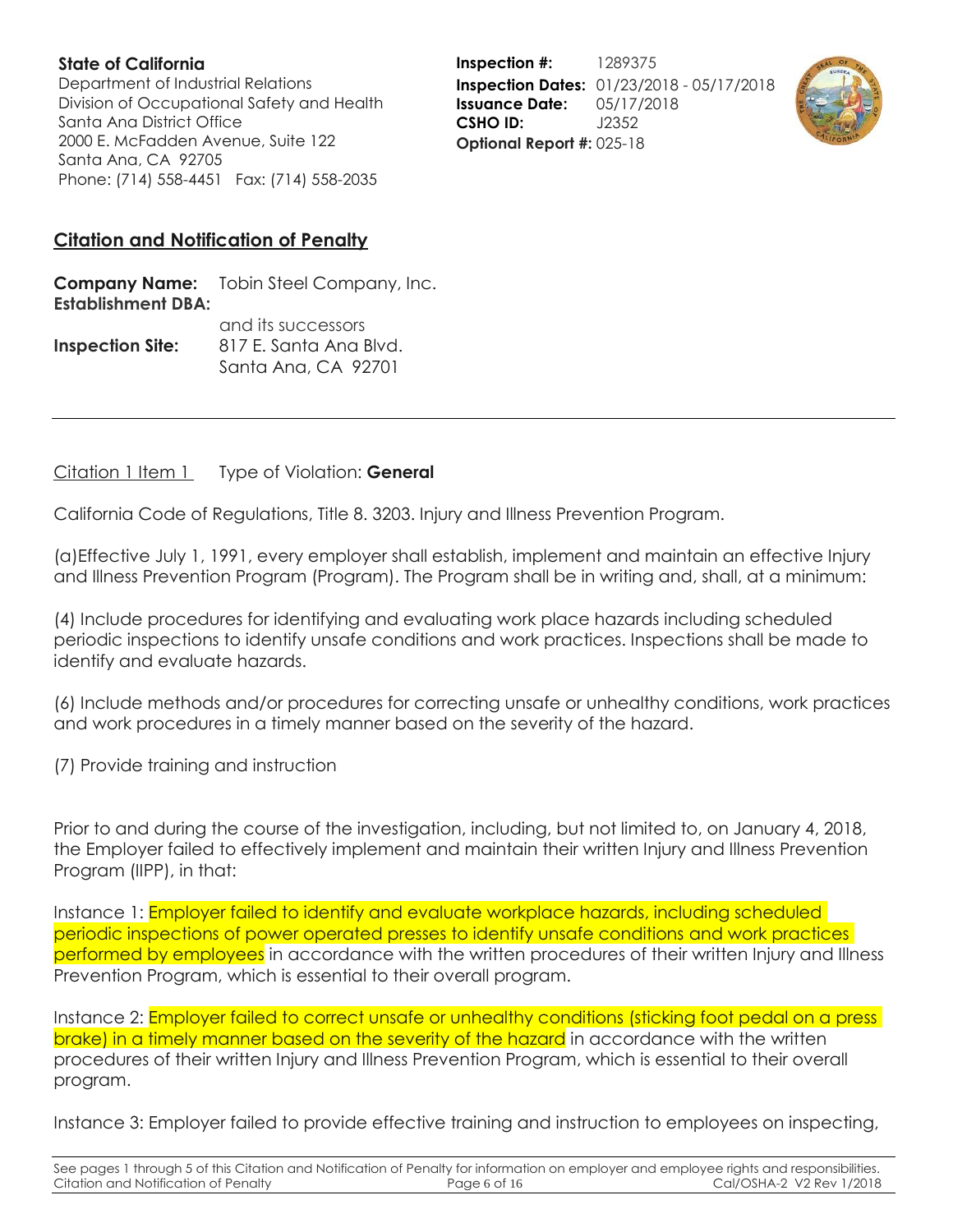**State of California**
Department of Industrial Relations
Division of Occupational Safety and Health
Santa Ana District Office
2000 E. McFadden Avenue, Suite 122
Santa Ana, CA 92705
Phone: (714) 558-4451 Fax: (714) 558-2035

**Inspection #:** 1289375
**Inspection Dates:** 01/23/2018 - 05/17/2018
**Issuance Date:** 05/17/2018
**CSHO ID:** J2352
**Optional Report #:** 025-18

## Citation and Notification of Penalty

**Company Name:** Tobin Steel Company, Inc.
**Establishment DBA:**
and its successors
**Inspection Site:** 817 E. Santa Ana Blvd.
Santa Ana, CA 92701

---

Citation 1 Item 1 Type of Violation: **General**

California Code of Regulations, Title 8. 3203. Injury and Illness Prevention Program.

(a)Effective July 1, 1991, every employer shall establish, implement and maintain an effective Injury and Illness Prevention Program (Program). The Program shall be in writing and, shall, at a minimum:

(4) Include procedures for identifying and evaluating work place hazards including scheduled periodic inspections to identify unsafe conditions and work practices. Inspections shall be made to identify and evaluate hazards.

(6) Include methods and/or procedures for correcting unsafe or unhealthy conditions, work practices and work procedures in a timely manner based on the severity of the hazard.

(7) Provide training and instruction

Prior to and during the course of the investigation, including, but not limited to, on January 4, 2018, the Employer failed to effectively implement and maintain their written Injury and Illness Prevention Program (IIPP), in that:

Instance 1: Employer failed to identify and evaluate workplace hazards, including scheduled periodic inspections of power operated presses to identify unsafe conditions and work practices performed by employees in accordance with the written procedures of their written Injury and Illness Prevention Program, which is essential to their overall program.

Instance 2: Employer failed to correct unsafe or unhealthy conditions (sticking foot pedal on a press brake) in a timely manner based on the severity of the hazard in accordance with the written procedures of their written Injury and Illness Prevention Program, which is essential to their overall program.

Instance 3: Employer failed to provide effective training and instruction to employees on inspecting,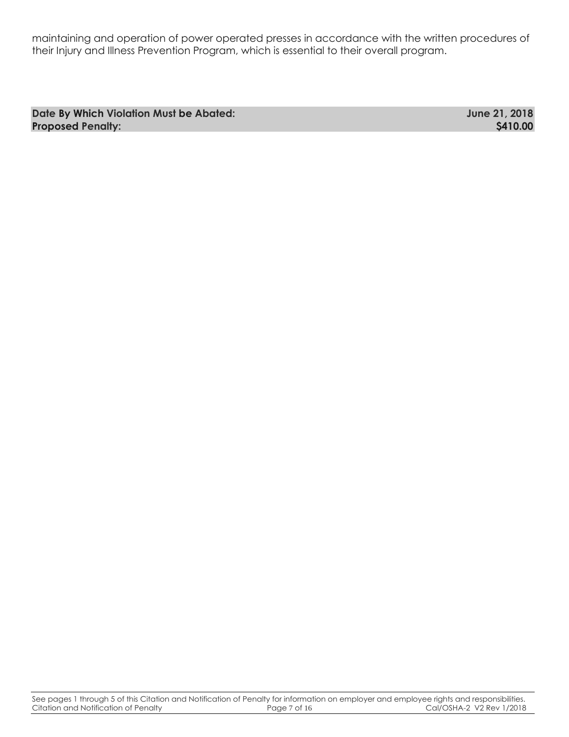maintaining and operation of power operated presses in accordance with the written procedures of their Injury and Illness Prevention Program, which is essential to their overall program.

| **Date By Which Violation Must be Abated:** | **June 21, 2018** |
| --- | --- |
| **Proposed Penalty:** | **$410.00** |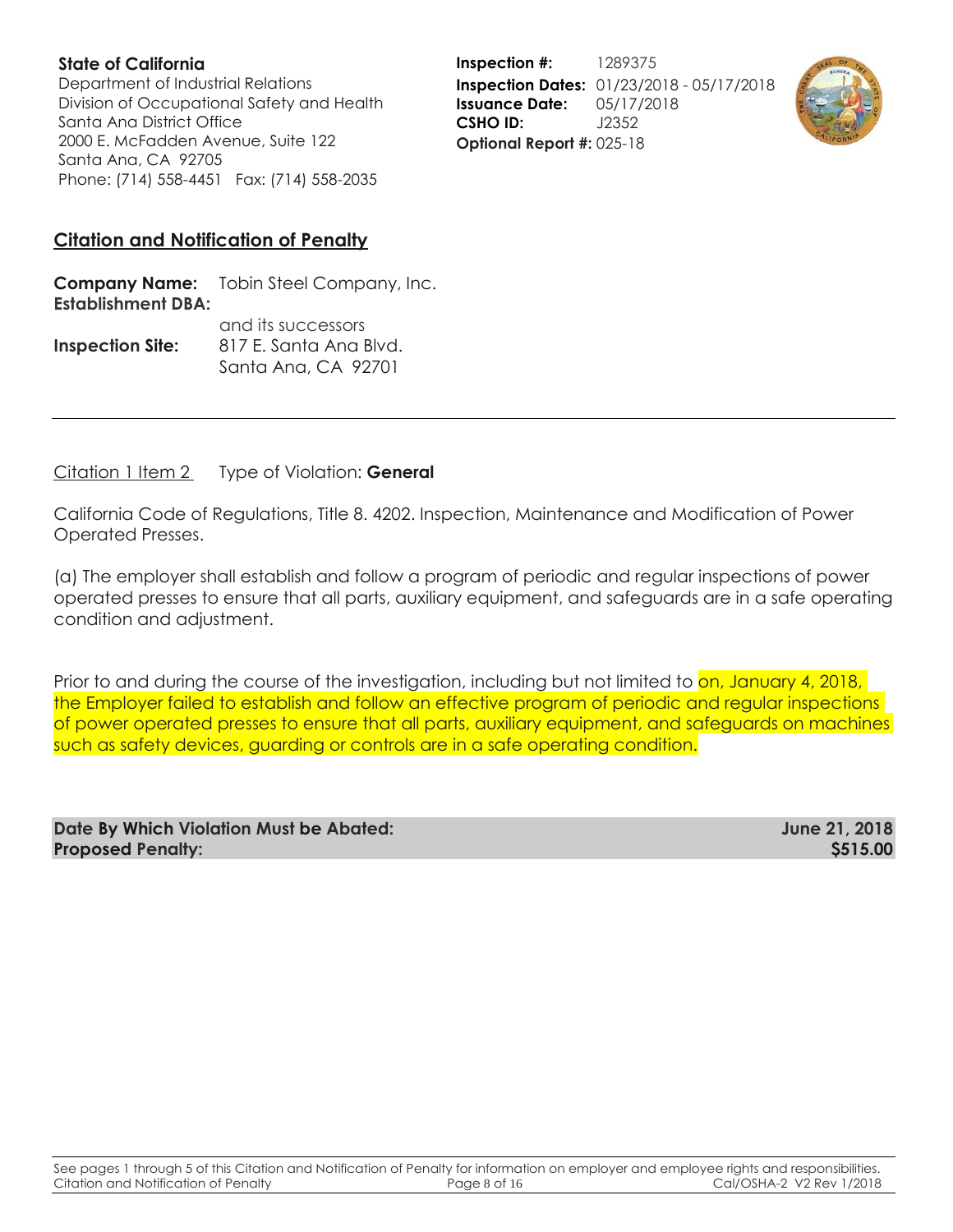**State of California**
Department of Industrial Relations
Division of Occupational Safety and Health
Santa Ana District Office
2000 E. McFadden Avenue, Suite 122
Santa Ana, CA 92705
Phone: (714) 558-4451 Fax: (714) 558-2035

**Inspection #:** 1289375
**Inspection Dates:** 01/23/2018 - 05/17/2018
**Issuance Date:** 05/17/2018
**CSHO ID:** J2352
**Optional Report #:** 025-18

## Citation and Notification of Penalty

**Company Name:** Tobin Steel Company, Inc.
**Establishment DBA:**
and its successors
**Inspection Site:** 817 E. Santa Ana Blvd.
Santa Ana, CA 92701

---

Citation 1 Item 2 Type of Violation: **General**

California Code of Regulations, Title 8. 4202. Inspection, Maintenance and Modification of Power Operated Presses.

(a) The employer shall establish and follow a program of periodic and regular inspections of power operated presses to ensure that all parts, auxiliary equipment, and safeguards are in a safe operating condition and adjustment.

Prior to and during the course of the investigation, including but not limited to on, January 4, 2018, the Employer failed to establish and follow an effective program of periodic and regular inspections of power operated presses to ensure that all parts, auxiliary equipment, and safeguards on machines such as safety devices, guarding or controls are in a safe operating condition.

**Date By Which Violation Must be Abated:** **June 21, 2018**
**Proposed Penalty:** **$515.00**

See pages 1 through 5 of this Citation and Notification of Penalty for information on employer and employee rights and responsibilities.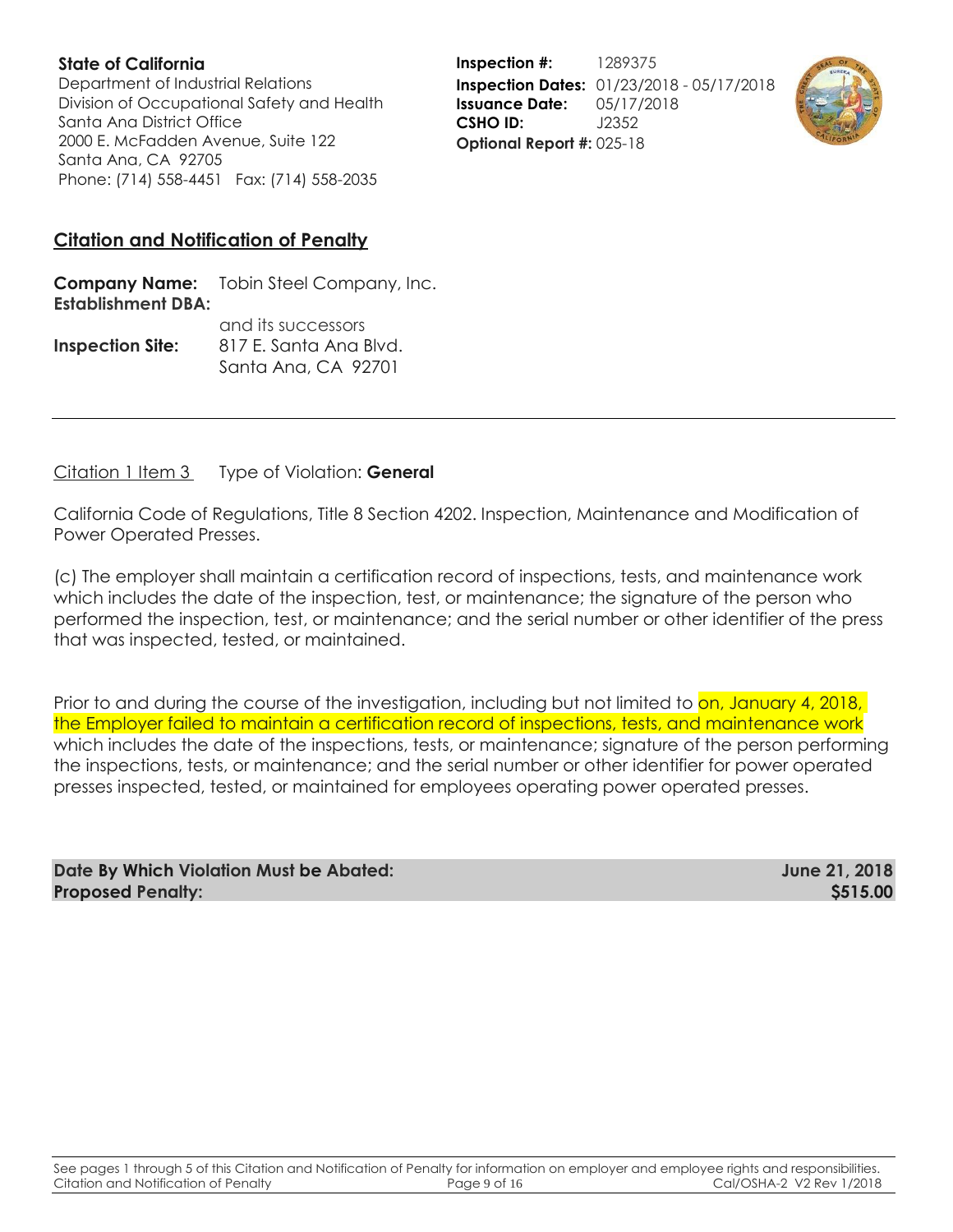**State of California**
Department of Industrial Relations
Division of Occupational Safety and Health
Santa Ana District Office
2000 E. McFadden Avenue, Suite 122
Santa Ana, CA 92705
Phone: (714) 558-4451 Fax: (714) 558-2035

**Inspection #:** 1289375
**Inspection Dates:** 01/23/2018 - 05/17/2018
**Issuance Date:** 05/17/2018
**CSHO ID:** J2352
**Optional Report #:** 025-18

## Citation and Notification of Penalty

**Company Name:** Tobin Steel Company, Inc.
**Establishment DBA:**
and its successors
**Inspection Site:** 817 E. Santa Ana Blvd.
Santa Ana, CA 92701

---

Citation 1 Item 3 Type of Violation: **General**

California Code of Regulations, Title 8 Section 4202. Inspection, Maintenance and Modification of Power Operated Presses.

(c) The employer shall maintain a certification record of inspections, tests, and maintenance work which includes the date of the inspection, test, or maintenance; the signature of the person who performed the inspection, test, or maintenance; and the serial number or other identifier of the press that was inspected, tested, or maintained.

Prior to and during the course of the investigation, including but not limited to on, January 4, 2018, the Employer failed to maintain a certification record of inspections, tests, and maintenance work which includes the date of the inspections, tests, or maintenance; signature of the person performing the inspections, tests, or maintenance; and the serial number or other identifier for power operated presses inspected, tested, or maintained for employees operating power operated presses.

**Date By Which Violation Must be Abated:** **June 21, 2018**
**Proposed Penalty:** **$515.00**

See pages 1 through 5 of this Citation and Notification of Penalty for information on employer and employee rights and responsibilities.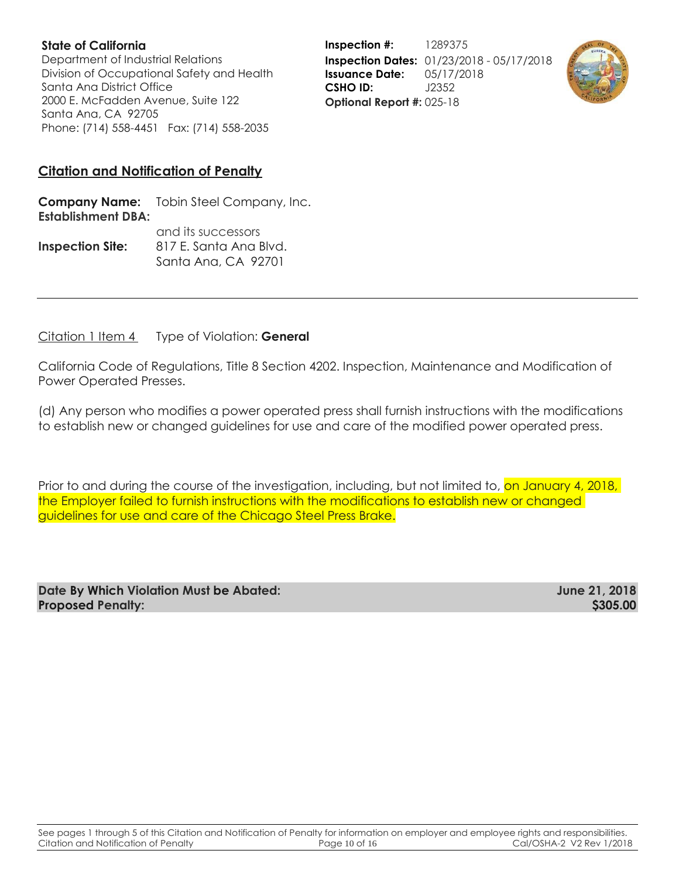**State of California**
Department of Industrial Relations
Division of Occupational Safety and Health
Santa Ana District Office
2000 E. McFadden Avenue, Suite 122
Santa Ana, CA 92705
Phone: (714) 558-4451 Fax: (714) 558-2035

**Inspection #:** 1289375
**Inspection Dates:** 01/23/2018 - 05/17/2018
**Issuance Date:** 05/17/2018
**CSHO ID:** J2352
**Optional Report #:** 025-18

## Citation and Notification of Penalty

**Company Name:** Tobin Steel Company, Inc.
**Establishment DBA:**
and its successors
**Inspection Site:** 817 E. Santa Ana Blvd.
Santa Ana, CA 92701

---

Citation 1 Item 4 Type of Violation: **General**

California Code of Regulations, Title 8 Section 4202. Inspection, Maintenance and Modification of Power Operated Presses.

(d) Any person who modifies a power operated press shall furnish instructions with the modifications to establish new or changed guidelines for use and care of the modified power operated press.

Prior to and during the course of the investigation, including, but not limited to, on January 4, 2018, the Employer failed to furnish instructions with the modifications to establish new or changed guidelines for use and care of the Chicago Steel Press Brake.

| | |
|---|---|
| **Date By Which Violation Must be Abated:** | **June 21, 2018** |
| **Proposed Penalty:** | **$305.00** |

See pages 1 through 5 of this Citation and Notification of Penalty for information on employer and employee rights and responsibilities.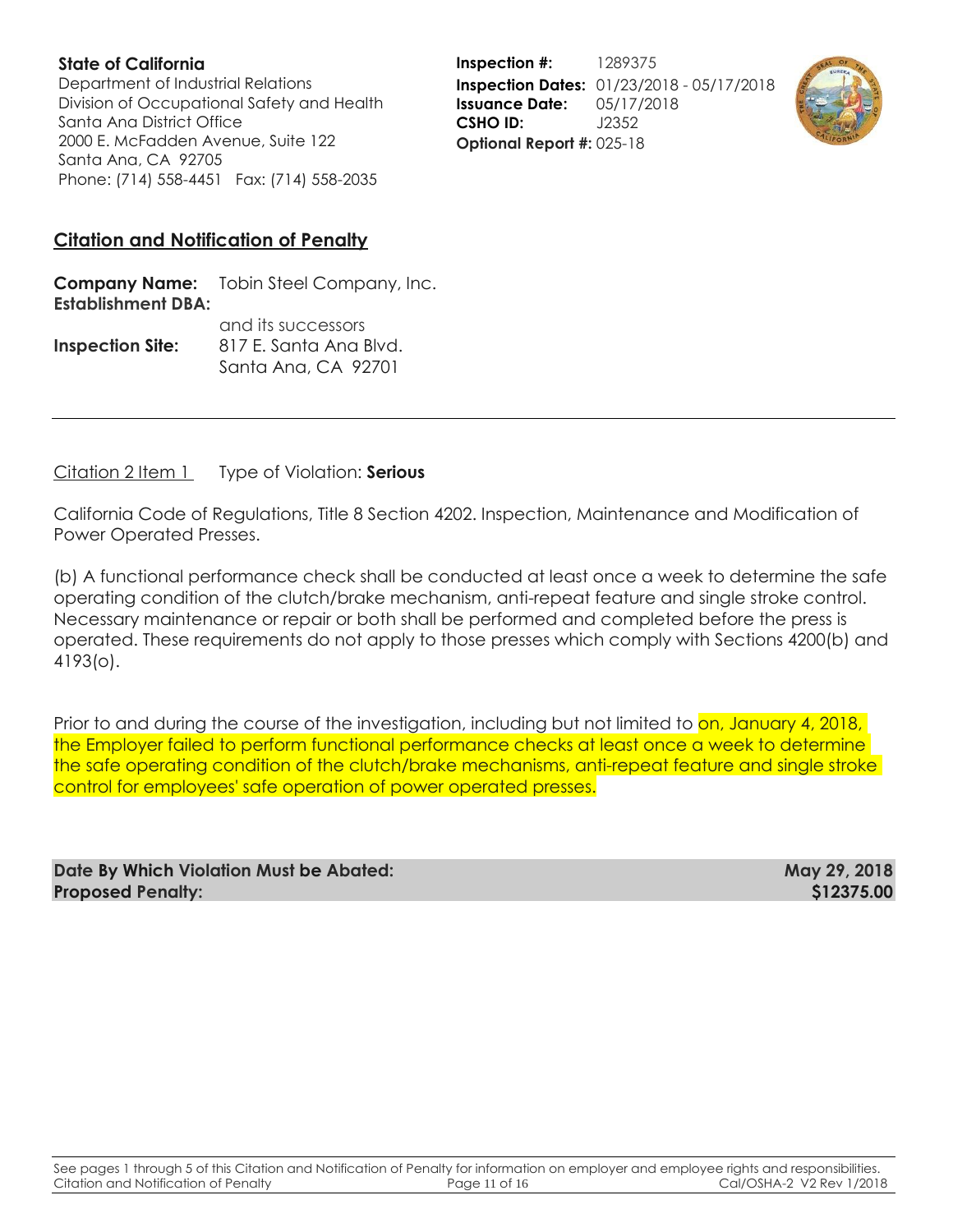**State of California**
Department of Industrial Relations
Division of Occupational Safety and Health
Santa Ana District Office
2000 E. McFadden Avenue, Suite 122
Santa Ana, CA 92705
Phone: (714) 558-4451 Fax: (714) 558-2035

**Inspection #:** 1289375
**Inspection Dates:** 01/23/2018 - 05/17/2018
**Issuance Date:** 05/17/2018
**CSHO ID:** J2352
**Optional Report #:** 025-18

## Citation and Notification of Penalty

**Company Name:** Tobin Steel Company, Inc.
**Establishment DBA:**
and its successors
**Inspection Site:** 817 E. Santa Ana Blvd.
Santa Ana, CA 92701

---

Citation 2 Item 1 Type of Violation: **Serious**

California Code of Regulations, Title 8 Section 4202. Inspection, Maintenance and Modification of Power Operated Presses.

(b) A functional performance check shall be conducted at least once a week to determine the safe operating condition of the clutch/brake mechanism, anti-repeat feature and single stroke control. Necessary maintenance or repair or both shall be performed and completed before the press is operated. These requirements do not apply to those presses which comply with Sections 4200(b) and 4193(o).

Prior to and during the course of the investigation, including but not limited to on, January 4, 2018, the Employer failed to perform functional performance checks at least once a week to determine the safe operating condition of the clutch/brake mechanisms, anti-repeat feature and single stroke control for employees' safe operation of power operated presses.

**Date By Which Violation Must be Abated:** **May 29, 2018**
**Proposed Penalty:** **$12375.00**

See pages 1 through 5 of this Citation and Notification of Penalty for information on employer and employee rights and responsibilities.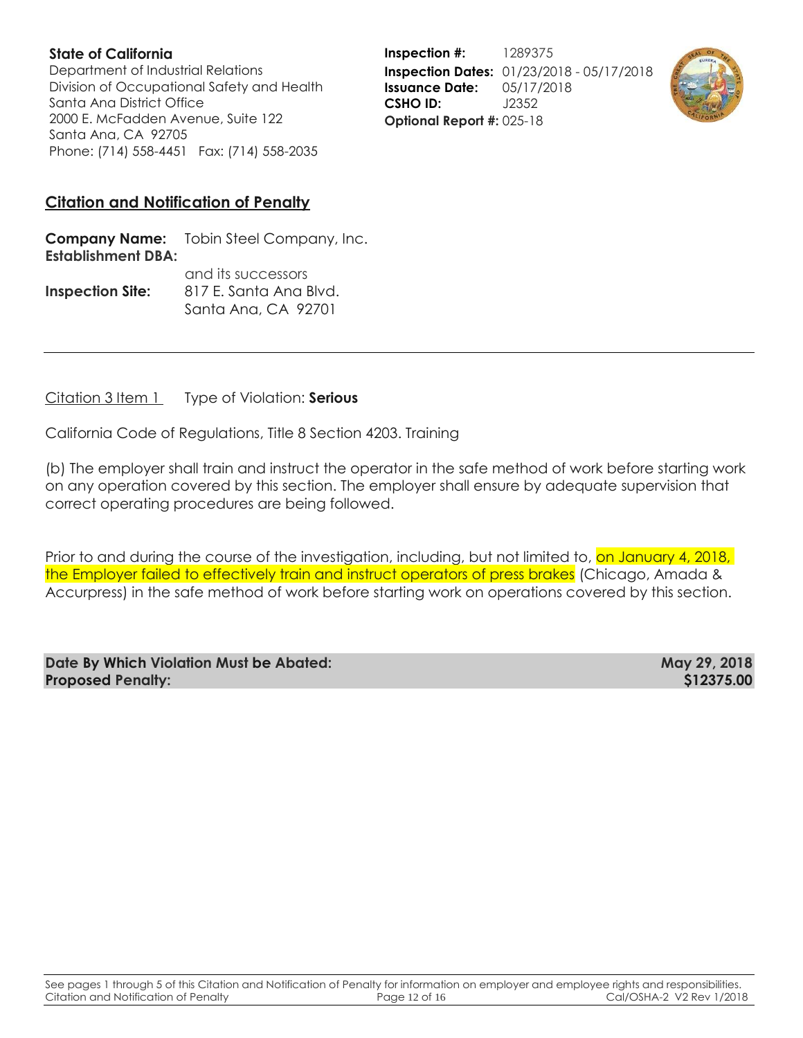**State of California**
Department of Industrial Relations
Division of Occupational Safety and Health
Santa Ana District Office
2000 E. McFadden Avenue, Suite 122
Santa Ana, CA 92705
Phone: (714) 558-4451 Fax: (714) 558-2035

**Inspection #:** 1289375
**Inspection Dates:** 01/23/2018 - 05/17/2018
**Issuance Date:** 05/17/2018
**CSHO ID:** J2352
**Optional Report #:** 025-18

## Citation and Notification of Penalty

**Company Name:** Tobin Steel Company, Inc.
**Establishment DBA:**
and its successors
**Inspection Site:** 817 E. Santa Ana Blvd.
Santa Ana, CA 92701

---

Citation 3 Item 1 Type of Violation: **Serious**

California Code of Regulations, Title 8 Section 4203. Training

(b) The employer shall train and instruct the operator in the safe method of work before starting work on any operation covered by this section. The employer shall ensure by adequate supervision that correct operating procedures are being followed.

Prior to and during the course of the investigation, including, but not limited to, on January 4, 2018, the Employer failed to effectively train and instruct operators of press brakes (Chicago, Amada & Accurpress) in the safe method of work before starting work on operations covered by this section.

| **Date By Which Violation Must be Abated:** | **May 29, 2018** |
|---|---|
| **Proposed Penalty:** | **$12375.00** |

See pages 1 through 5 of this Citation and Notification of Penalty for information on employer and employee rights and responsibilities.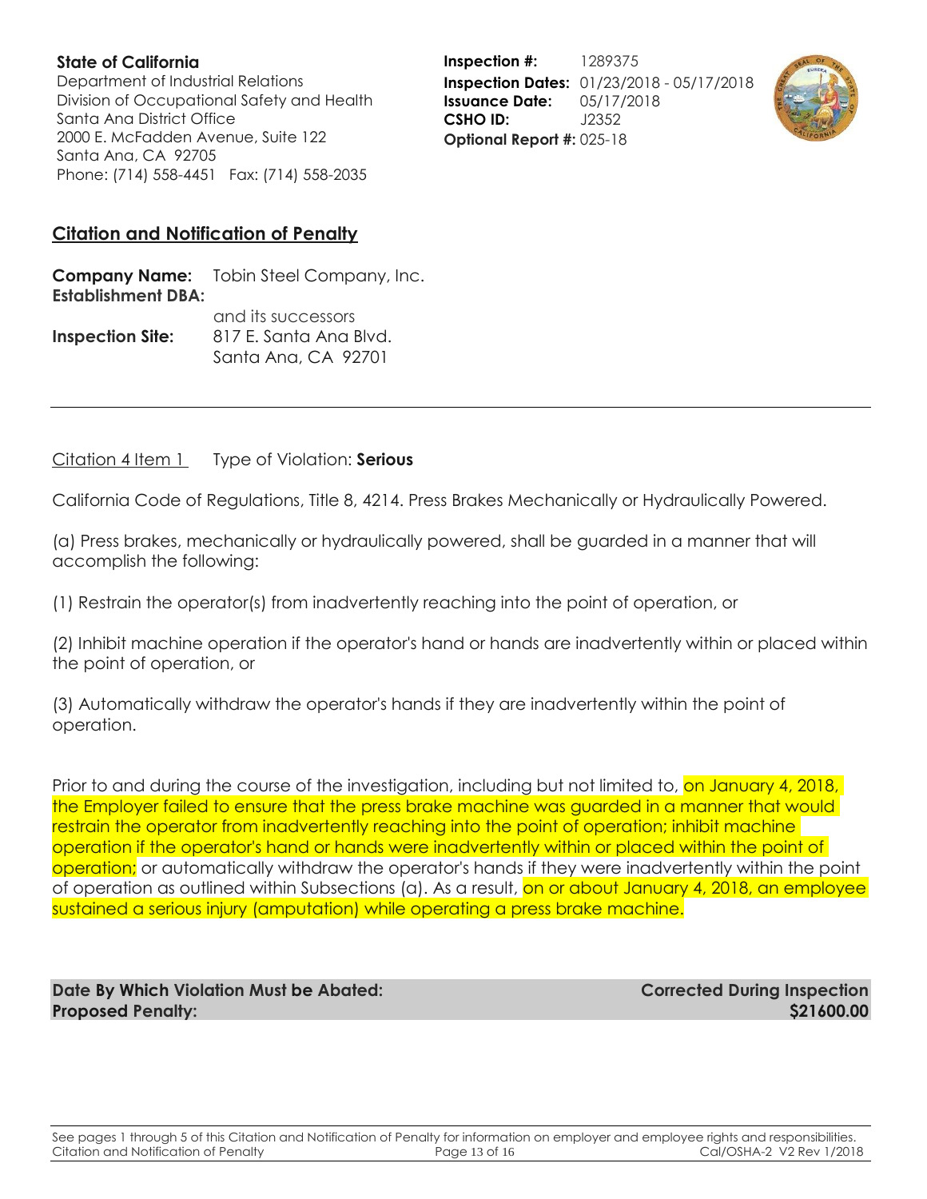**State of California**
Department of Industrial Relations
Division of Occupational Safety and Health
Santa Ana District Office
2000 E. McFadden Avenue, Suite 122
Santa Ana, CA 92705
Phone: (714) 558-4451 Fax: (714) 558-2035

**Inspection #:** 1289375
**Inspection Dates:** 01/23/2018 - 05/17/2018
**Issuance Date:** 05/17/2018
**CSHO ID:** J2352
**Optional Report #:** 025-18

## Citation and Notification of Penalty

**Company Name:** Tobin Steel Company, Inc.
**Establishment DBA:**
and its successors
**Inspection Site:** 817 E. Santa Ana Blvd.
Santa Ana, CA 92701

---

Citation 4 Item 1 Type of Violation: **Serious**

California Code of Regulations, Title 8, 4214. Press Brakes Mechanically or Hydraulically Powered.

(a) Press brakes, mechanically or hydraulically powered, shall be guarded in a manner that will accomplish the following:

(1) Restrain the operator(s) from inadvertently reaching into the point of operation, or

(2) Inhibit machine operation if the operator's hand or hands are inadvertently within or placed within the point of operation, or

(3) Automatically withdraw the operator's hands if they are inadvertently within the point of operation.

Prior to and during the course of the investigation, including but not limited to, on January 4, 2018, the Employer failed to ensure that the press brake machine was guarded in a manner that would restrain the operator from inadvertently reaching into the point of operation; inhibit machine operation if the operator's hand or hands were inadvertently within or placed within the point of operation; or automatically withdraw the operator's hands if they were inadvertently within the point of operation as outlined within Subsections (a). As a result, on or about January 4, 2018, an employee sustained a serious injury (amputation) while operating a press brake machine.

**Date By Which Violation Must be Abated:** **Corrected During Inspection**
**Proposed Penalty:** **$21600.00**

See pages 1 through 5 of this Citation and Notification of Penalty for information on employer and employee rights and responsibilities.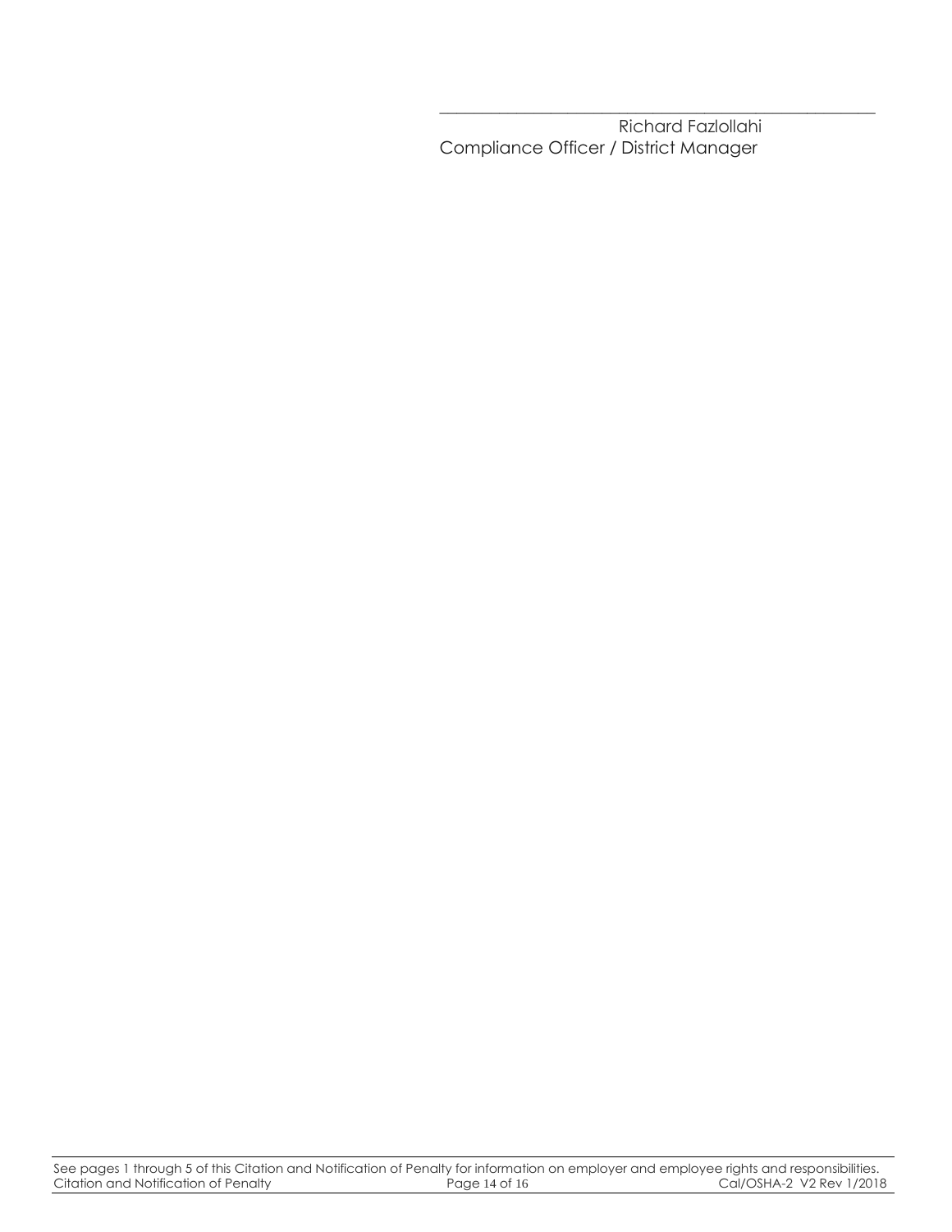\_\_\_\_\_\_\_\_\_\_\_\_\_\_\_\_\_\_\_\_\_\_\_\_\_\_\_\_\_\_\_\_\_\_\_\_\_\_\_\_\_\_\_\_\_\_\_\_

Richard Fazlollahi
Compliance Officer / District Manager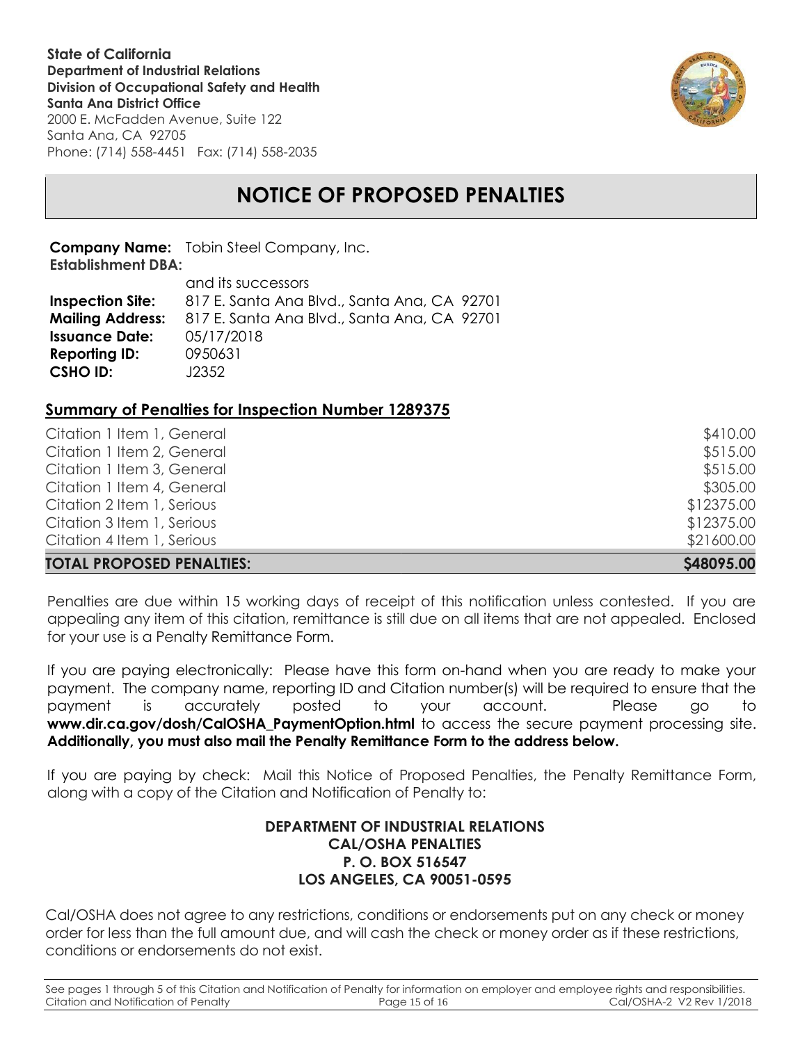**State of California**
**Department of Industrial Relations**
**Division of Occupational Safety and Health**
**Santa Ana District Office**
2000 E. McFadden Avenue, Suite 122
Santa Ana, CA 92705
Phone: (714) 558-4451 Fax: (714) 558-2035

# NOTICE OF PROPOSED PENALTIES

**Company Name:** Tobin Steel Company, Inc.
**Establishment DBA:**
and its successors
**Inspection Site:** 817 E. Santa Ana Blvd., Santa Ana, CA 92701
**Mailing Address:** 817 E. Santa Ana Blvd., Santa Ana, CA 92701
**Issuance Date:** 05/17/2018
**Reporting ID:** 0950631
**CSHO ID:** J2352

## Summary of Penalties for Inspection Number 1289375

| | |
|---|---:|
| Citation 1 Item 1, General | $410.00 |
| Citation 1 Item 2, General | $515.00 |
| Citation 1 Item 3, General | $515.00 |
| Citation 1 Item 4, General | $305.00 |
| Citation 2 Item 1, Serious | $12375.00 |
| Citation 3 Item 1, Serious | $12375.00 |
| Citation 4 Item 1, Serious | $21600.00 |
| **TOTAL PROPOSED PENALTIES:** | **$48095.00** |

Penalties are due within 15 working days of receipt of this notification unless contested. If you are appealing any item of this citation, remittance is still due on all items that are not appealed. Enclosed for your use is a Penalty Remittance Form.

If you are paying electronically: Please have this form on-hand when you are ready to make your payment. The company name, reporting ID and Citation number(s) will be required to ensure that the payment is accurately posted to your account. Please go to **www.dir.ca.gov/dosh/CalOSHA_PaymentOption.html** to access the secure payment processing site. **Additionally, you must also mail the Penalty Remittance Form to the address below.**

If you are paying by check: Mail this Notice of Proposed Penalties, the Penalty Remittance Form, along with a copy of the Citation and Notification of Penalty to:

**DEPARTMENT OF INDUSTRIAL RELATIONS**
**CAL/OSHA PENALTIES**
**P. O. BOX 516547**
**LOS ANGELES, CA 90051-0595**

Cal/OSHA does not agree to any restrictions, conditions or endorsements put on any check or money order for less than the full amount due, and will cash the check or money order as if these restrictions, conditions or endorsements do not exist.

See pages 1 through 5 of this Citation and Notification of Penalty for information on employer and employee rights and responsibilities.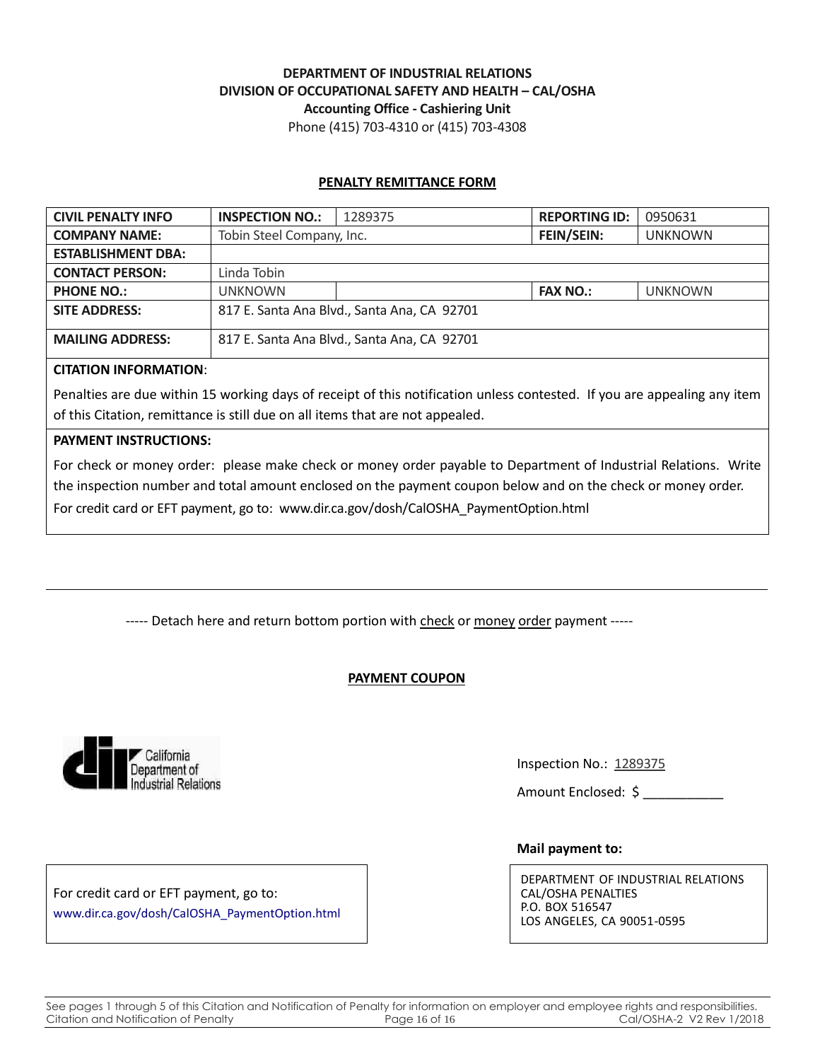**DEPARTMENT OF INDUSTRIAL RELATIONS**
**DIVISION OF OCCUPATIONAL SAFETY AND HEALTH – CAL/OSHA**
**Accounting Office - Cashiering Unit**
Phone (415) 703-4310 or (415) 703-4308

## PENALTY REMITTANCE FORM

| | | | | |
|---|---|---|---|---|
| **CIVIL PENALTY INFO** | **INSPECTION NO.:** | 1289375 | **REPORTING ID:** | 0950631 |
| **COMPANY NAME:** | Tobin Steel Company, Inc. | | **FEIN/SEIN:** | UNKNOWN |
| **ESTABLISHMENT DBA:** | | | | |
| **CONTACT PERSON:** | Linda Tobin | | | |
| **PHONE NO.:** | UNKNOWN | | **FAX NO.:** | UNKNOWN |
| **SITE ADDRESS:** | 817 E. Santa Ana Blvd., Santa Ana, CA 92701 | | | |
| **MAILING ADDRESS:** | 817 E. Santa Ana Blvd., Santa Ana, CA 92701 | | | |

**CITATION INFORMATION**:

Penalties are due within 15 working days of receipt of this notification unless contested. If you are appealing any item of this Citation, remittance is still due on all items that are not appealed.

**PAYMENT INSTRUCTIONS:**

For check or money order: please make check or money order payable to Department of Industrial Relations. Write the inspection number and total amount enclosed on the payment coupon below and on the check or money order.

For credit card or EFT payment, go to: www.dir.ca.gov/dosh/CalOSHA_PaymentOption.html

----- Detach here and return bottom portion with check or money order payment -----

## PAYMENT COUPON

California Department of Industrial Relations

Inspection No.: 1289375

Amount Enclosed: $ ___________

For credit card or EFT payment, go to:
www.dir.ca.gov/dosh/CalOSHA_PaymentOption.html

**Mail payment to:**

DEPARTMENT OF INDUSTRIAL RELATIONS
CAL/OSHA PENALTIES
P.O. BOX 516547
LOS ANGELES, CA 90051-0595

See pages 1 through 5 of this Citation and Notification of Penalty for information on employer and employee rights and responsibilities.